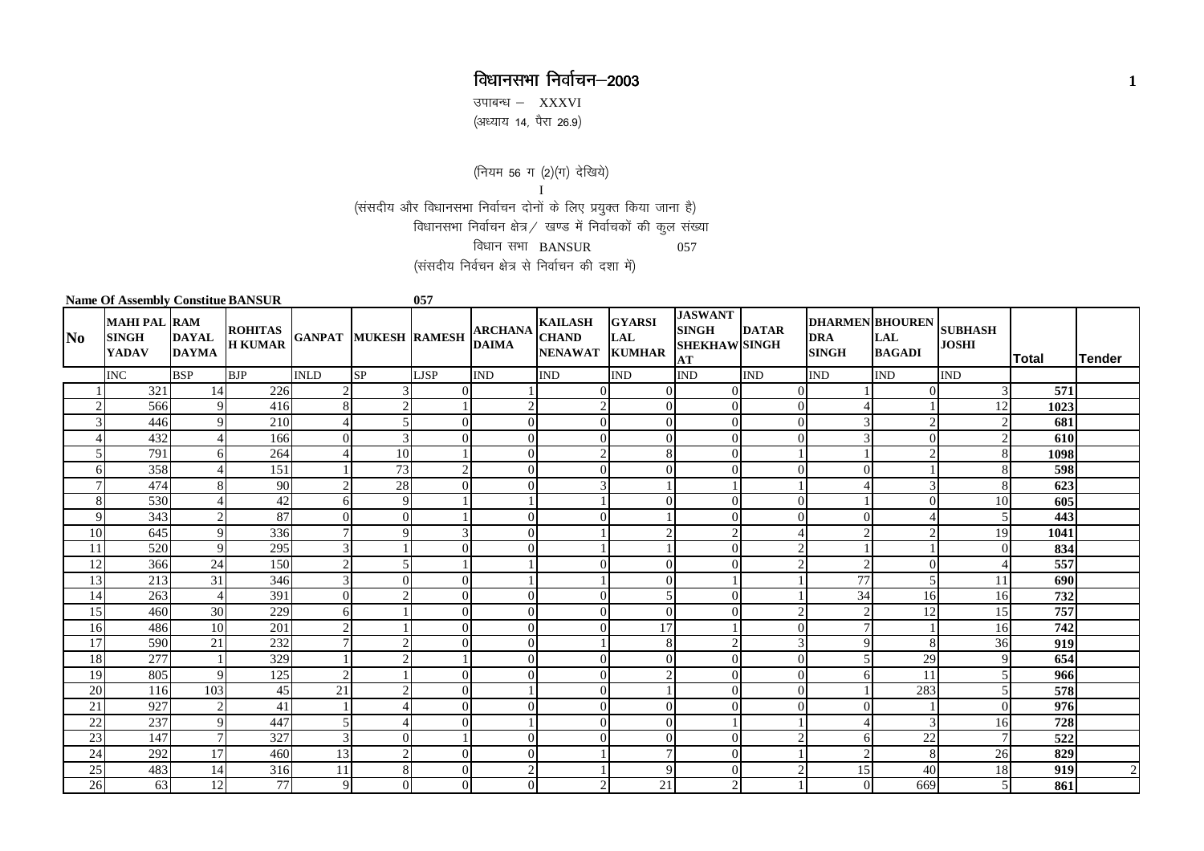# विधानसभा निर्वाचन–2003

उपाबन्ध – XXXVI

(अध्याय 14, पैरा 26.9)

(नियम 56 ग (2)(ग) देखिये)

I

(संसदीय और विधानसभा निर्वाचन दोनों के लिए प्रयुक्त किया जाना है)

विधानसभा निर्वाचन क्षेत्र / खण्ड में निर्वाचकों की कुल संख्या

विधान सभा BANSUR 057

(संसदीय निर्वचन क्षेत्र से निर्वाचन की दशा में)

**Name Of Assembly Constitue BANSUR 057**

| No | MAHI PAL SINGH YADAV | RAM DAYAL DAYMA | ROHITASH KUMAR | GANPAT | MUKESH | RAMESH | ARCHANA DAIMA | KAILASH CHAND NENAWAT | GYARSI LAL KUMHAR | JASWANT SINGH SHEKHAWAT | DATAR SINGH | DHARMENDRA SINGH | BHOUREN LAL BAGADI | SUBHASH JOSHI | Total | Tender |
|---|---|---|---|---|---|---|---|---|---|---|---|---|---|---|---|---|
| | INC | BSP | BJP | INLD | SP | LJSP | IND | IND | IND | IND | IND | IND | IND | IND | | |
| 1 | 321 | 14 | 226 | 2 | 3 | 0 | 1 | 0 | 0 | 0 | 0 | 1 | 0 | 3 | **571** | |
| 2 | 566 | 9 | 416 | 8 | 2 | 1 | 2 | 2 | 0 | 0 | 0 | 4 | 1 | 12 | **1023** | |
| 3 | 446 | 9 | 210 | 4 | 5 | 0 | 0 | 0 | 0 | 0 | 0 | 3 | 2 | 2 | **681** | |
| 4 | 432 | 4 | 166 | 0 | 3 | 0 | 0 | 0 | 0 | 0 | 0 | 3 | 0 | 2 | **610** | |
| 5 | 791 | 6 | 264 | 4 | 10 | 1 | 0 | 2 | 8 | 0 | 1 | 1 | 2 | 8 | **1098** | |
| 6 | 358 | 4 | 151 | 1 | 73 | 2 | 0 | 0 | 0 | 0 | 0 | 0 | 1 | 8 | **598** | |
| 7 | 474 | 8 | 90 | 2 | 28 | 0 | 0 | 3 | 1 | 1 | 1 | 4 | 3 | 8 | **623** | |
| 8 | 530 | 4 | 42 | 6 | 9 | 1 | 1 | 1 | 0 | 0 | 0 | 1 | 0 | 10 | **605** | |
| 9 | 343 | 2 | 87 | 0 | 0 | 1 | 0 | 0 | 1 | 0 | 0 | 0 | 4 | 5 | **443** | |
| 10 | 645 | 9 | 336 | 7 | 9 | 3 | 0 | 1 | 2 | 2 | 4 | 2 | 2 | 19 | **1041** | |
| 11 | 520 | 9 | 295 | 3 | 1 | 0 | 0 | 1 | 1 | 0 | 2 | 1 | 1 | 0 | **834** | |
| 12 | 366 | 24 | 150 | 2 | 5 | 1 | 1 | 0 | 0 | 0 | 2 | 2 | 0 | 4 | **557** | |
| 13 | 213 | 31 | 346 | 3 | 0 | 0 | 1 | 1 | 0 | 1 | 1 | 77 | 5 | 11 | **690** | |
| 14 | 263 | 4 | 391 | 0 | 2 | 0 | 0 | 0 | 5 | 0 | 1 | 34 | 16 | 16 | **732** | |
| 15 | 460 | 30 | 229 | 6 | 1 | 0 | 0 | 0 | 0 | 0 | 2 | 2 | 12 | 15 | **757** | |
| 16 | 486 | 10 | 201 | 2 | 1 | 0 | 0 | 0 | 17 | 1 | 0 | 7 | 1 | 16 | **742** | |
| 17 | 590 | 21 | 232 | 7 | 2 | 0 | 0 | 1 | 8 | 2 | 3 | 9 | 8 | 36 | **919** | |
| 18 | 277 | 1 | 329 | 1 | 2 | 1 | 0 | 0 | 0 | 0 | 0 | 5 | 29 | 9 | **654** | |
| 19 | 805 | 9 | 125 | 2 | 1 | 0 | 0 | 0 | 2 | 0 | 0 | 6 | 11 | 5 | **966** | |
| 20 | 116 | 103 | 45 | 21 | 2 | 0 | 1 | 0 | 1 | 0 | 0 | 1 | 283 | 5 | **578** | |
| 21 | 927 | 2 | 41 | 1 | 4 | 0 | 0 | 0 | 0 | 0 | 0 | 0 | 1 | 0 | **976** | |
| 22 | 237 | 9 | 447 | 5 | 4 | 0 | 1 | 0 | 0 | 1 | 1 | 4 | 3 | 16 | **728** | |
| 23 | 147 | 7 | 327 | 3 | 0 | 1 | 0 | 0 | 0 | 0 | 2 | 6 | 22 | 7 | **522** | |
| 24 | 292 | 17 | 460 | 13 | 2 | 0 | 0 | 1 | 7 | 0 | 1 | 2 | 8 | 26 | **829** | |
| 25 | 483 | 14 | 316 | 11 | 8 | 0 | 2 | 1 | 9 | 0 | 2 | 15 | 40 | 18 | **919** | 2 |
| 26 | 63 | 12 | 77 | 9 | 0 | 0 | 0 | 2 | 21 | 2 | 1 | 0 | 669 | 5 | **861** | |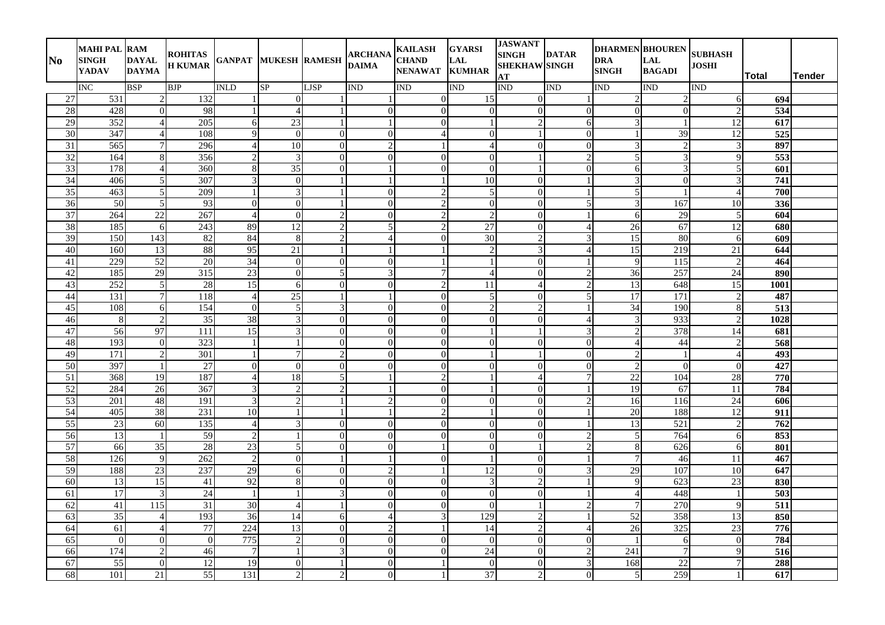| No | MAHI PAL SINGH YADAV | RAM DAYAL DAYMA | ROHITASH KUMAR | GANPAT | MUKESH | RAMESH | ARCHANA DAIMA | KAILASH CHAND NENAWAT | GYARSI LAL KUMHAR | JASWANT SINGH SHEKHAWAT | DATAR SINGH | DHARMENDRA SINGH | BHOUREN LAL BAGADI | SUBHASH JOSHI | Total | Tender |
|---|---|---|---|---|---|---|---|---|---|---|---|---|---|---|---|---|
| | INC | BSP | BJP | INLD | SP | LJSP | IND | IND | IND | IND | IND | IND | IND | IND | | |
| 27 | 531 | 2 | 132 | 1 | 0 | 1 | 1 | 0 | 15 | 0 | 1 | 2 | 2 | 6 | **694** | |
| 28 | 428 | 0 | 98 | 1 | 4 | 1 | 0 | 0 | 0 | 0 | 0 | 0 | 0 | 2 | **534** | |
| 29 | 352 | 4 | 205 | 6 | 23 | 1 | 1 | 0 | 1 | 2 | 6 | 3 | 1 | 12 | **617** | |
| 30 | 347 | 4 | 108 | 9 | 0 | 0 | 0 | 4 | 0 | 1 | 0 | 1 | 39 | 12 | **525** | |
| 31 | 565 | 7 | 296 | 4 | 10 | 0 | 2 | 1 | 4 | 0 | 0 | 3 | 2 | 3 | **897** | |
| 32 | 164 | 8 | 356 | 2 | 3 | 0 | 0 | 0 | 0 | 1 | 2 | 5 | 3 | 9 | **553** | |
| 33 | 178 | 4 | 360 | 8 | 35 | 0 | 1 | 0 | 0 | 1 | 0 | 6 | 3 | 5 | **601** | |
| 34 | 406 | 5 | 307 | 3 | 0 | 1 | 1 | 1 | 10 | 0 | 1 | 3 | 0 | 3 | **741** | |
| 35 | 463 | 5 | 209 | 1 | 3 | 1 | 0 | 2 | 5 | 0 | 1 | 5 | 1 | 4 | **700** | |
| 36 | 50 | 5 | 93 | 0 | 0 | 1 | 0 | 2 | 0 | 0 | 5 | 3 | 167 | 10 | **336** | |
| 37 | 264 | 22 | 267 | 4 | 0 | 2 | 0 | 2 | 2 | 0 | 1 | 6 | 29 | 5 | **604** | |
| 38 | 185 | 6 | 243 | 89 | 12 | 2 | 5 | 2 | 27 | 0 | 4 | 26 | 67 | 12 | **680** | |
| 39 | 150 | 143 | 82 | 84 | 8 | 2 | 4 | 0 | 30 | 2 | 3 | 15 | 80 | 6 | **609** | |
| 40 | 160 | 13 | 88 | 95 | 21 | 1 | 1 | 1 | 2 | 3 | 4 | 15 | 219 | 21 | **644** | |
| 41 | 229 | 52 | 20 | 34 | 0 | 0 | 0 | 1 | 1 | 0 | 1 | 9 | 115 | 2 | **464** | |
| 42 | 185 | 29 | 315 | 23 | 0 | 5 | 3 | 7 | 4 | 0 | 2 | 36 | 257 | 24 | **890** | |
| 43 | 252 | 5 | 28 | 15 | 6 | 0 | 0 | 2 | 11 | 4 | 2 | 13 | 648 | 15 | **1001** | |
| 44 | 131 | 7 | 118 | 4 | 25 | 1 | 1 | 0 | 5 | 0 | 5 | 17 | 171 | 2 | **487** | |
| 45 | 108 | 6 | 154 | 0 | 5 | 3 | 0 | 0 | 2 | 2 | 1 | 34 | 190 | 8 | **513** | |
| 46 | 8 | 2 | 35 | 38 | 3 | 0 | 0 | 0 | 0 | 0 | 4 | 3 | 933 | 2 | **1028** | |
| 47 | 56 | 97 | 111 | 15 | 3 | 0 | 0 | 0 | 1 | 1 | 3 | 2 | 378 | 14 | **681** | |
| 48 | 193 | 0 | 323 | 1 | 1 | 0 | 0 | 0 | 0 | 0 | 0 | 4 | 44 | 2 | **568** | |
| 49 | 171 | 2 | 301 | 1 | 7 | 2 | 0 | 0 | 1 | 1 | 0 | 2 | 1 | 4 | **493** | |
| 50 | 397 | 1 | 27 | 0 | 0 | 0 | 0 | 0 | 0 | 0 | 0 | 2 | 0 | 0 | **427** | |
| 51 | 368 | 19 | 187 | 4 | 18 | 5 | 1 | 2 | 1 | 4 | 7 | 22 | 104 | 28 | **770** | |
| 52 | 284 | 26 | 367 | 3 | 2 | 2 | 1 | 0 | 1 | 0 | 1 | 19 | 67 | 11 | **784** | |
| 53 | 201 | 48 | 191 | 3 | 2 | 1 | 2 | 0 | 0 | 0 | 2 | 16 | 116 | 24 | **606** | |
| 54 | 405 | 38 | 231 | 10 | 1 | 1 | 1 | 2 | 1 | 0 | 1 | 20 | 188 | 12 | **911** | |
| 55 | 23 | 60 | 135 | 4 | 3 | 0 | 0 | 0 | 0 | 0 | 1 | 13 | 521 | 2 | **762** | |
| 56 | 13 | 1 | 59 | 2 | 1 | 0 | 0 | 0 | 0 | 0 | 2 | 5 | 764 | 6 | **853** | |
| 57 | 66 | 35 | 28 | 23 | 5 | 0 | 0 | 1 | 0 | 1 | 2 | 8 | 626 | 6 | **801** | |
| 58 | 126 | 9 | 262 | 2 | 0 | 1 | 1 | 0 | 1 | 0 | 1 | 7 | 46 | 11 | **467** | |
| 59 | 188 | 23 | 237 | 29 | 6 | 0 | 2 | 1 | 12 | 0 | 3 | 29 | 107 | 10 | **647** | |
| 60 | 13 | 15 | 41 | 92 | 8 | 0 | 0 | 0 | 3 | 2 | 1 | 9 | 623 | 23 | **830** | |
| 61 | 17 | 3 | 24 | 1 | 1 | 3 | 0 | 0 | 0 | 0 | 1 | 4 | 448 | 1 | **503** | |
| 62 | 41 | 115 | 31 | 30 | 4 | 1 | 0 | 0 | 0 | 1 | 2 | 7 | 270 | 9 | **511** | |
| 63 | 35 | 4 | 193 | 36 | 14 | 6 | 4 | 3 | 129 | 2 | 1 | 52 | 358 | 13 | **850** | |
| 64 | 61 | 4 | 77 | 224 | 13 | 0 | 2 | 1 | 14 | 2 | 4 | 26 | 325 | 23 | **776** | |
| 65 | 0 | 0 | 0 | 775 | 2 | 0 | 0 | 0 | 0 | 0 | 0 | 1 | 6 | 0 | **784** | |
| 66 | 174 | 2 | 46 | 7 | 1 | 3 | 0 | 0 | 24 | 0 | 2 | 241 | 7 | 9 | **516** | |
| 67 | 55 | 0 | 12 | 19 | 0 | 1 | 0 | 1 | 0 | 0 | 3 | 168 | 22 | 7 | **288** | |
| 68 | 101 | 21 | 55 | 131 | 2 | 2 | 0 | 1 | 37 | 2 | 0 | 5 | 259 | 1 | **617** | |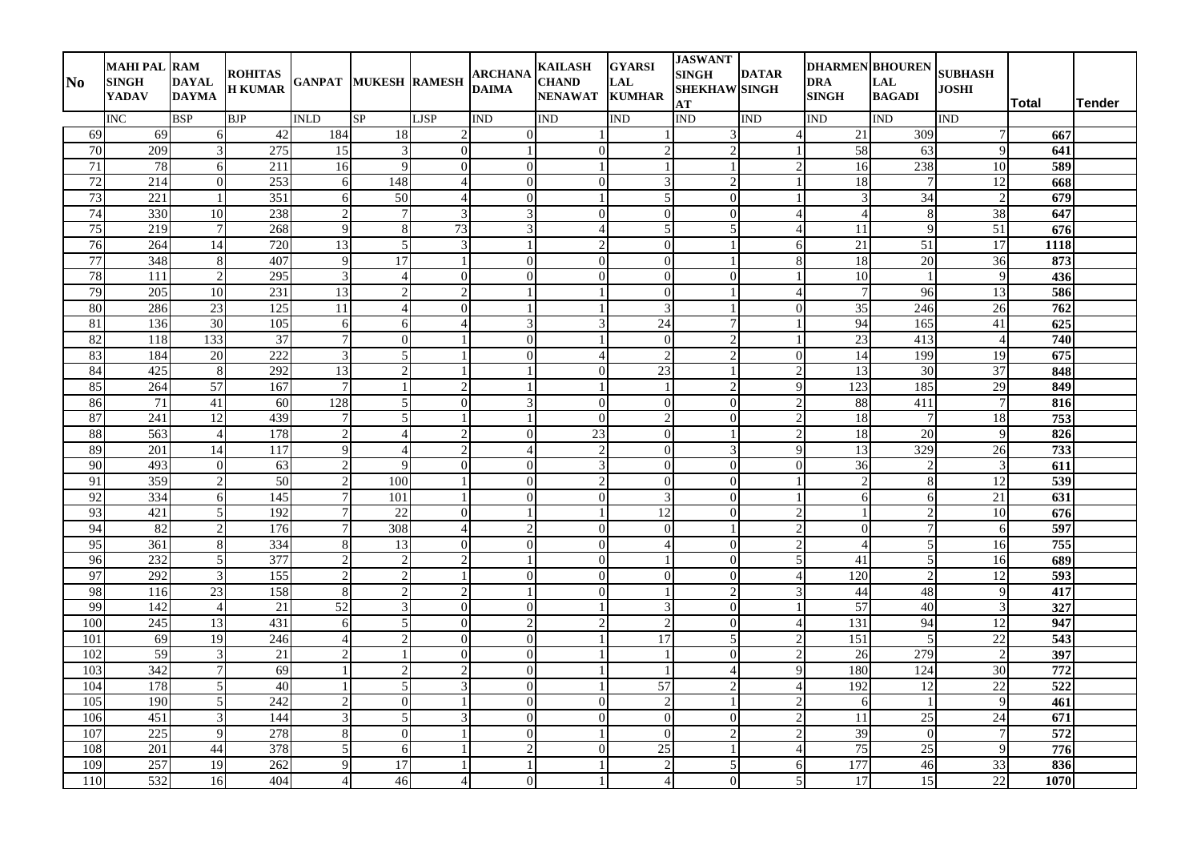| No | MAHI PAL SINGH YADAV | RAM DAYAL DAYMA | ROHITASH KUMAR | GANPAT | MUKESH | RAMESH | ARCHANA DAIMA | KAILASH CHAND NENAWAT | GYARSI LAL KUMHAR | JASWANT SINGH SHEKHAWAT | DATAR SINGH | DHARMENDRA SINGH | BHOUREN LAL BAGADI | SUBHASH JOSHI | Total | Tender |
|---|---|---|---|---|---|---|---|---|---|---|---|---|---|---|---|---|
| | INC | BSP | BJP | INLD | SP | LJSP | IND | IND | IND | IND | IND | IND | IND | IND | | |
| 69 | 69 | 6 | 42 | 184 | 18 | 2 | 0 | 1 | 1 | 3 | 4 | 21 | 309 | 7 | **667** | |
| 70 | 209 | 3 | 275 | 15 | 3 | 0 | 1 | 0 | 2 | 2 | 1 | 58 | 63 | 9 | **641** | |
| 71 | 78 | 6 | 211 | 16 | 9 | 0 | 0 | 1 | 1 | 1 | 2 | 16 | 238 | 10 | **589** | |
| 72 | 214 | 0 | 253 | 6 | 148 | 4 | 0 | 0 | 3 | 2 | 1 | 18 | 7 | 12 | **668** | |
| 73 | 221 | 1 | 351 | 6 | 50 | 4 | 0 | 1 | 5 | 0 | 1 | 3 | 34 | 2 | **679** | |
| 74 | 330 | 10 | 238 | 2 | 7 | 3 | 3 | 0 | 0 | 0 | 4 | 4 | 8 | 38 | **647** | |
| 75 | 219 | 7 | 268 | 9 | 8 | 73 | 3 | 4 | 5 | 5 | 4 | 11 | 9 | 51 | **676** | |
| 76 | 264 | 14 | 720 | 13 | 5 | 3 | 1 | 2 | 0 | 1 | 6 | 21 | 51 | 17 | **1118** | |
| 77 | 348 | 8 | 407 | 9 | 17 | 1 | 0 | 0 | 0 | 1 | 8 | 18 | 20 | 36 | **873** | |
| 78 | 111 | 2 | 295 | 3 | 4 | 0 | 0 | 0 | 0 | 0 | 1 | 10 | 1 | 9 | **436** | |
| 79 | 205 | 10 | 231 | 13 | 2 | 2 | 1 | 1 | 0 | 1 | 4 | 7 | 96 | 13 | **586** | |
| 80 | 286 | 23 | 125 | 11 | 4 | 0 | 1 | 1 | 3 | 1 | 0 | 35 | 246 | 26 | **762** | |
| 81 | 136 | 30 | 105 | 6 | 6 | 4 | 3 | 3 | 24 | 7 | 1 | 94 | 165 | 41 | **625** | |
| 82 | 118 | 133 | 37 | 7 | 0 | 1 | 0 | 1 | 0 | 2 | 1 | 23 | 413 | 4 | **740** | |
| 83 | 184 | 20 | 222 | 3 | 5 | 1 | 0 | 4 | 2 | 2 | 0 | 14 | 199 | 19 | **675** | |
| 84 | 425 | 8 | 292 | 13 | 2 | 1 | 1 | 0 | 23 | 1 | 2 | 13 | 30 | 37 | **848** | |
| 85 | 264 | 57 | 167 | 7 | 1 | 2 | 1 | 1 | 1 | 2 | 9 | 123 | 185 | 29 | **849** | |
| 86 | 71 | 41 | 60 | 128 | 5 | 0 | 3 | 0 | 0 | 0 | 2 | 88 | 411 | 7 | **816** | |
| 87 | 241 | 12 | 439 | 7 | 5 | 1 | 1 | 0 | 2 | 0 | 2 | 18 | 7 | 18 | **753** | |
| 88 | 563 | 4 | 178 | 2 | 4 | 2 | 0 | 23 | 0 | 1 | 2 | 18 | 20 | 9 | **826** | |
| 89 | 201 | 14 | 117 | 9 | 4 | 2 | 4 | 2 | 0 | 3 | 9 | 13 | 329 | 26 | **733** | |
| 90 | 493 | 0 | 63 | 2 | 9 | 0 | 0 | 3 | 0 | 0 | 0 | 36 | 2 | 3 | **611** | |
| 91 | 359 | 2 | 50 | 2 | 100 | 1 | 0 | 2 | 0 | 0 | 1 | 2 | 8 | 12 | **539** | |
| 92 | 334 | 6 | 145 | 7 | 101 | 1 | 0 | 0 | 3 | 0 | 1 | 6 | 6 | 21 | **631** | |
| 93 | 421 | 5 | 192 | 7 | 22 | 0 | 1 | 1 | 12 | 0 | 2 | 1 | 2 | 10 | **676** | |
| 94 | 82 | 2 | 176 | 7 | 308 | 4 | 2 | 0 | 0 | 1 | 2 | 0 | 7 | 6 | **597** | |
| 95 | 361 | 8 | 334 | 8 | 13 | 0 | 0 | 0 | 4 | 0 | 2 | 4 | 5 | 16 | **755** | |
| 96 | 232 | 5 | 377 | 2 | 2 | 2 | 1 | 0 | 1 | 0 | 5 | 41 | 5 | 16 | **689** | |
| 97 | 292 | 3 | 155 | 2 | 2 | 1 | 0 | 0 | 0 | 0 | 4 | 120 | 2 | 12 | **593** | |
| 98 | 116 | 23 | 158 | 8 | 2 | 2 | 1 | 0 | 1 | 2 | 3 | 44 | 48 | 9 | **417** | |
| 99 | 142 | 4 | 21 | 52 | 3 | 0 | 0 | 1 | 3 | 0 | 1 | 57 | 40 | 3 | **327** | |
| 100 | 245 | 13 | 431 | 6 | 5 | 0 | 2 | 2 | 2 | 0 | 4 | 131 | 94 | 12 | **947** | |
| 101 | 69 | 19 | 246 | 4 | 2 | 0 | 0 | 1 | 17 | 5 | 2 | 151 | 5 | 22 | **543** | |
| 102 | 59 | 3 | 21 | 2 | 1 | 0 | 0 | 1 | 1 | 0 | 2 | 26 | 279 | 2 | **397** | |
| 103 | 342 | 7 | 69 | 1 | 2 | 2 | 0 | 1 | 1 | 4 | 9 | 180 | 124 | 30 | **772** | |
| 104 | 178 | 5 | 40 | 1 | 5 | 3 | 0 | 1 | 57 | 2 | 4 | 192 | 12 | 22 | **522** | |
| 105 | 190 | 5 | 242 | 2 | 0 | 1 | 0 | 0 | 2 | 1 | 2 | 6 | 1 | 9 | **461** | |
| 106 | 451 | 3 | 144 | 3 | 5 | 3 | 0 | 0 | 0 | 0 | 2 | 11 | 25 | 24 | **671** | |
| 107 | 225 | 9 | 278 | 8 | 0 | 1 | 0 | 1 | 0 | 2 | 2 | 39 | 0 | 7 | **572** | |
| 108 | 201 | 44 | 378 | 5 | 6 | 1 | 2 | 0 | 25 | 1 | 4 | 75 | 25 | 9 | **776** | |
| 109 | 257 | 19 | 262 | 9 | 17 | 1 | 1 | 1 | 2 | 5 | 6 | 177 | 46 | 33 | **836** | |
| 110 | 532 | 16 | 404 | 4 | 46 | 4 | 0 | 1 | 4 | 0 | 5 | 17 | 15 | 22 | **1070** | |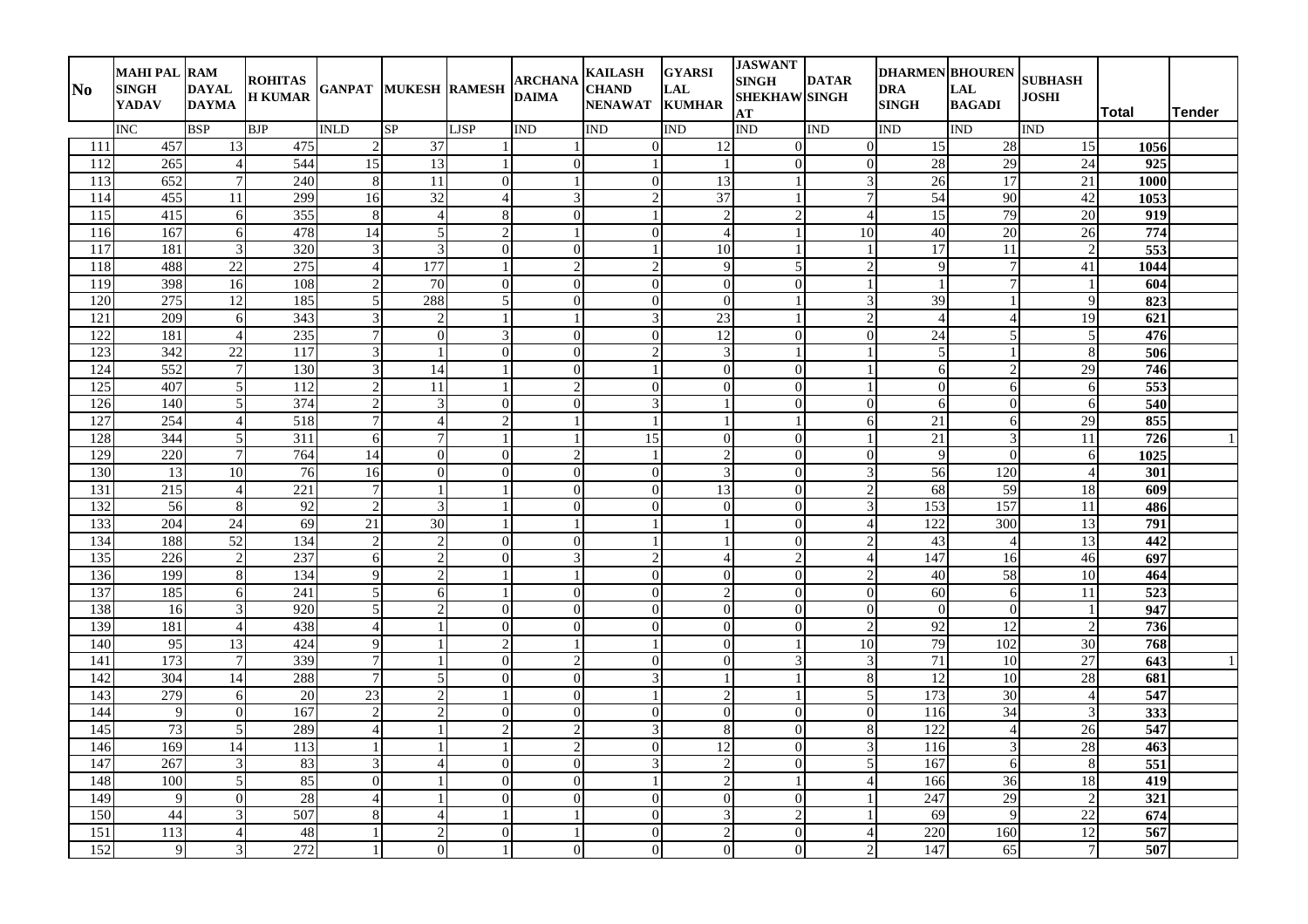| No | MAHI PAL SINGH YADAV | RAM DAYAL DAYMA | ROHITASH KUMAR | GANPAT | MUKESH | RAMESH | ARCHANA DAIMA | KAILASH CHAND NENAWAT | GYARSI LAL KUMHAR | JASWANT SINGH SHEKHAWAT | DATAR SINGH | DHARMENDRA SINGH | BHOUREN LAL BAGADI | SUBHASH JOSHI | Total | Tender |
|---|---|---|---|---|---|---|---|---|---|---|---|---|---|---|---|---|
| | INC | BSP | BJP | INLD | SP | LJSP | IND | IND | IND | IND | IND | IND | IND | IND | | |
| 111 | 457 | 13 | 475 | 2 | 37 | 1 | 1 | 0 | 12 | 0 | 0 | 15 | 28 | 15 | **1056** | |
| 112 | 265 | 4 | 544 | 15 | 13 | 1 | 0 | 1 | 1 | 0 | 0 | 28 | 29 | 24 | **925** | |
| 113 | 652 | 7 | 240 | 8 | 11 | 0 | 1 | 0 | 13 | 1 | 3 | 26 | 17 | 21 | **1000** | |
| 114 | 455 | 11 | 299 | 16 | 32 | 4 | 3 | 2 | 37 | 1 | 7 | 54 | 90 | 42 | **1053** | |
| 115 | 415 | 6 | 355 | 8 | 4 | 8 | 0 | 1 | 2 | 2 | 4 | 15 | 79 | 20 | **919** | |
| 116 | 167 | 6 | 478 | 14 | 5 | 2 | 1 | 0 | 4 | 1 | 10 | 40 | 20 | 26 | **774** | |
| 117 | 181 | 3 | 320 | 3 | 3 | 0 | 0 | 1 | 10 | 1 | 1 | 17 | 11 | 2 | **553** | |
| 118 | 488 | 22 | 275 | 4 | 177 | 1 | 2 | 2 | 9 | 5 | 2 | 9 | 7 | 41 | **1044** | |
| 119 | 398 | 16 | 108 | 2 | 70 | 0 | 0 | 0 | 0 | 0 | 1 | 1 | 7 | 1 | **604** | |
| 120 | 275 | 12 | 185 | 5 | 288 | 5 | 0 | 0 | 0 | 1 | 3 | 39 | 1 | 9 | **823** | |
| 121 | 209 | 6 | 343 | 3 | 2 | 1 | 1 | 3 | 23 | 1 | 2 | 4 | 4 | 19 | **621** | |
| 122 | 181 | 4 | 235 | 7 | 0 | 3 | 0 | 0 | 12 | 0 | 0 | 24 | 5 | 5 | **476** | |
| 123 | 342 | 22 | 117 | 3 | 1 | 0 | 0 | 2 | 3 | 1 | 1 | 5 | 1 | 8 | **506** | |
| 124 | 552 | 7 | 130 | 3 | 14 | 1 | 0 | 1 | 0 | 0 | 1 | 6 | 2 | 29 | **746** | |
| 125 | 407 | 5 | 112 | 2 | 11 | 1 | 2 | 0 | 0 | 0 | 1 | 0 | 6 | 6 | **553** | |
| 126 | 140 | 5 | 374 | 2 | 3 | 0 | 0 | 3 | 1 | 0 | 0 | 6 | 0 | 6 | **540** | |
| 127 | 254 | 4 | 518 | 7 | 4 | 2 | 1 | 1 | 1 | 1 | 6 | 21 | 6 | 29 | **855** | |
| 128 | 344 | 5 | 311 | 6 | 7 | 1 | 1 | 15 | 0 | 0 | 1 | 21 | 3 | 11 | **726** | 1 |
| 129 | 220 | 7 | 764 | 14 | 0 | 0 | 2 | 1 | 2 | 0 | 0 | 9 | 0 | 6 | **1025** | |
| 130 | 13 | 10 | 76 | 16 | 0 | 0 | 0 | 0 | 3 | 0 | 3 | 56 | 120 | 4 | **301** | |
| 131 | 215 | 4 | 221 | 7 | 1 | 1 | 0 | 0 | 13 | 0 | 2 | 68 | 59 | 18 | **609** | |
| 132 | 56 | 8 | 92 | 2 | 3 | 1 | 0 | 0 | 0 | 0 | 3 | 153 | 157 | 11 | **486** | |
| 133 | 204 | 24 | 69 | 21 | 30 | 1 | 1 | 1 | 1 | 0 | 4 | 122 | 300 | 13 | **791** | |
| 134 | 188 | 52 | 134 | 2 | 2 | 0 | 0 | 1 | 1 | 0 | 2 | 43 | 4 | 13 | **442** | |
| 135 | 226 | 2 | 237 | 6 | 2 | 0 | 3 | 2 | 4 | 2 | 4 | 147 | 16 | 46 | **697** | |
| 136 | 199 | 8 | 134 | 9 | 2 | 1 | 1 | 0 | 0 | 0 | 2 | 40 | 58 | 10 | **464** | |
| 137 | 185 | 6 | 241 | 5 | 6 | 1 | 0 | 0 | 2 | 0 | 0 | 60 | 6 | 11 | **523** | |
| 138 | 16 | 3 | 920 | 5 | 2 | 0 | 0 | 0 | 0 | 0 | 0 | 0 | 0 | 1 | **947** | |
| 139 | 181 | 4 | 438 | 4 | 1 | 0 | 0 | 0 | 0 | 0 | 2 | 92 | 12 | 2 | **736** | |
| 140 | 95 | 13 | 424 | 9 | 1 | 2 | 1 | 1 | 0 | 1 | 10 | 79 | 102 | 30 | **768** | |
| 141 | 173 | 7 | 339 | 7 | 1 | 0 | 2 | 0 | 0 | 3 | 3 | 71 | 10 | 27 | **643** | 1 |
| 142 | 304 | 14 | 288 | 7 | 5 | 0 | 0 | 3 | 1 | 1 | 8 | 12 | 10 | 28 | **681** | |
| 143 | 279 | 6 | 20 | 23 | 2 | 1 | 0 | 1 | 2 | 1 | 5 | 173 | 30 | 4 | **547** | |
| 144 | 9 | 0 | 167 | 2 | 2 | 0 | 0 | 0 | 0 | 0 | 0 | 116 | 34 | 3 | **333** | |
| 145 | 73 | 5 | 289 | 4 | 1 | 2 | 2 | 3 | 8 | 0 | 8 | 122 | 4 | 26 | **547** | |
| 146 | 169 | 14 | 113 | 1 | 1 | 1 | 2 | 0 | 12 | 0 | 3 | 116 | 3 | 28 | **463** | |
| 147 | 267 | 3 | 83 | 3 | 4 | 0 | 0 | 3 | 2 | 0 | 5 | 167 | 6 | 8 | **551** | |
| 148 | 100 | 5 | 85 | 0 | 1 | 0 | 0 | 1 | 2 | 1 | 4 | 166 | 36 | 18 | **419** | |
| 149 | 9 | 0 | 28 | 4 | 1 | 0 | 0 | 0 | 0 | 0 | 1 | 247 | 29 | 2 | **321** | |
| 150 | 44 | 3 | 507 | 8 | 4 | 1 | 1 | 0 | 3 | 2 | 1 | 69 | 9 | 22 | **674** | |
| 151 | 113 | 4 | 48 | 1 | 2 | 0 | 1 | 0 | 2 | 0 | 4 | 220 | 160 | 12 | **567** | |
| 152 | 9 | 3 | 272 | 1 | 0 | 1 | 0 | 0 | 0 | 0 | 2 | 147 | 65 | 7 | **507** | |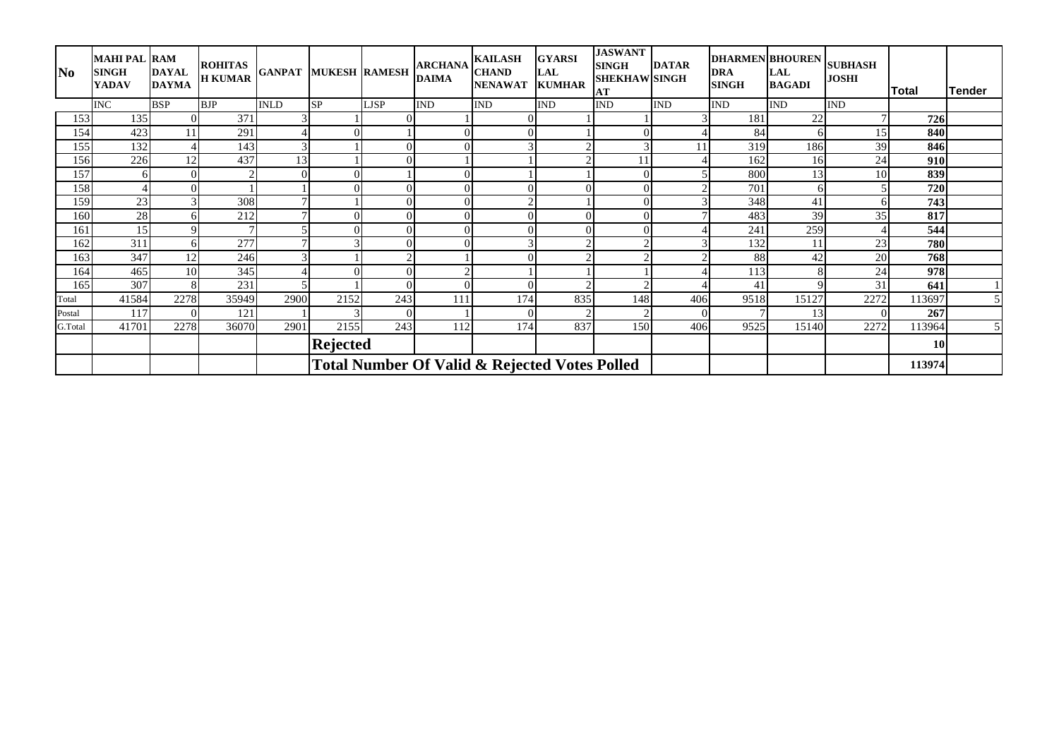| No | MAHI PAL SINGH YADAV | RAM DAYAL DAYMA | ROHITASH KUMAR | GANPAT | MUKESH | RAMESH | ARCHANA DAIMA | KAILASH CHAND NENAWAT | GYARSI LAL KUMHAR | JASWANT SINGH SHEKHAWAT | DATAR SINGH | DHARMENDRA SINGH | BHOUREN LAL BAGADI | SUBHASH JOSHI | Total | Tender |
|---|---|---|---|---|---|---|---|---|---|---|---|---|---|---|---|---|
| | INC | BSP | BJP | INLD | SP | LJSP | IND | IND | IND | IND | IND | IND | IND | IND | | |
| 153 | 135 | 0 | 371 | 3 | 1 | 0 | 1 | 0 | 1 | 1 | 3 | 181 | 22 | 7 | **726** | |
| 154 | 423 | 11 | 291 | 4 | 0 | 1 | 0 | 0 | 1 | 0 | 4 | 84 | 6 | 15 | **840** | |
| 155 | 132 | 4 | 143 | 3 | 1 | 0 | 0 | 3 | 2 | 3 | 11 | 319 | 186 | 39 | **846** | |
| 156 | 226 | 12 | 437 | 13 | 1 | 0 | 1 | 1 | 2 | 11 | 4 | 162 | 16 | 24 | **910** | |
| 157 | 6 | 0 | 2 | 0 | 0 | 1 | 0 | 1 | 1 | 0 | 5 | 800 | 13 | 10 | **839** | |
| 158 | 4 | 0 | 1 | 1 | 0 | 0 | 0 | 0 | 0 | 0 | 2 | 701 | 6 | 5 | **720** | |
| 159 | 23 | 3 | 308 | 7 | 1 | 0 | 0 | 2 | 1 | 0 | 3 | 348 | 41 | 6 | **743** | |
| 160 | 28 | 6 | 212 | 7 | 0 | 0 | 0 | 0 | 0 | 0 | 7 | 483 | 39 | 35 | **817** | |
| 161 | 15 | 9 | 7 | 5 | 0 | 0 | 0 | 0 | 0 | 0 | 4 | 241 | 259 | 4 | **544** | |
| 162 | 311 | 6 | 277 | 7 | 3 | 0 | 0 | 3 | 2 | 2 | 3 | 132 | 11 | 23 | **780** | |
| 163 | 347 | 12 | 246 | 3 | 1 | 2 | 1 | 0 | 2 | 2 | 2 | 88 | 42 | 20 | **768** | |
| 164 | 465 | 10 | 345 | 4 | 0 | 0 | 2 | 1 | 1 | 1 | 4 | 113 | 8 | 24 | **978** | |
| 165 | 307 | 8 | 231 | 5 | 1 | 0 | 0 | 0 | 2 | 2 | 4 | 41 | 9 | 31 | **641** | 1 |
| Total | 41584 | 2278 | 35949 | 2900 | 2152 | 243 | 111 | 174 | 835 | 148 | 406 | 9518 | 15127 | 2272 | 113697 | 5 |
| Postal | 117 | 0 | 121 | 1 | 3 | 0 | 1 | 0 | 2 | 2 | 0 | 7 | 13 | 0 | **267** | |
| G.Total | 41701 | 2278 | 36070 | 2901 | 2155 | 243 | 112 | 174 | 837 | 150 | 406 | 9525 | 15140 | 2272 | 113964 | 5 |
| | | | | | **Rejected** | | | | | | | | | | **10** | |
| | | | | | **Total Number Of Valid & Rejected Votes Polled** | | | | | | | | | | **113974** | |